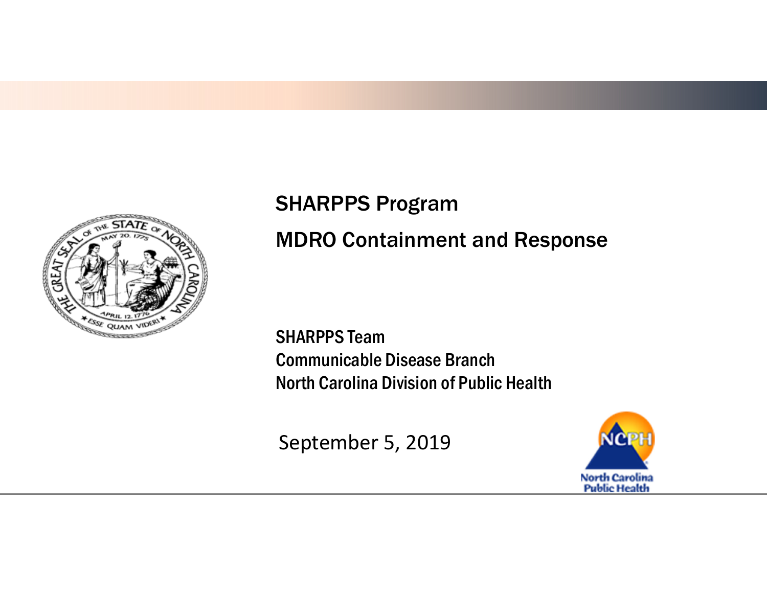# SHARPPS Program

## MDRO Containment and Response

SHARPPS Team
Communicable Disease Branch
North Carolina Division of Public Health

September 5, 2019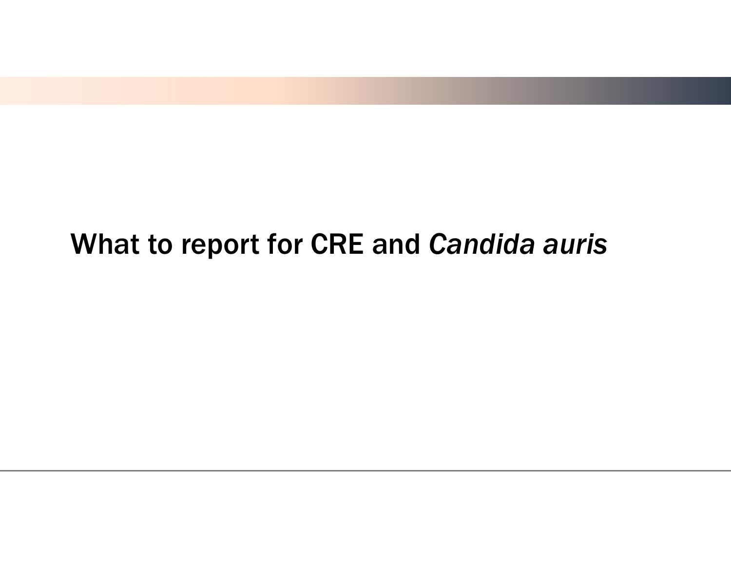# What to report for CRE and *Candida auris*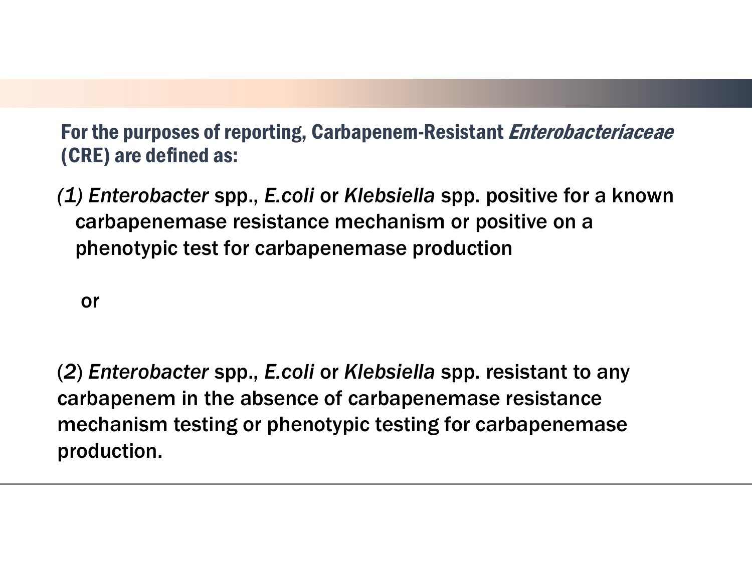## For the purposes of reporting, Carbapenem-Resistant *Enterobacteriaceae* (CRE) are defined as:

*(1) Enterobacter* spp., *E.coli* or *Klebsiella* spp. positive for a known carbapenemase resistance mechanism or positive on a phenotypic test for carbapenemase production

or

(*2*) *Enterobacter* spp., *E.coli* or *Klebsiella* spp. resistant to any carbapenem in the absence of carbapenemase resistance mechanism testing or phenotypic testing for carbapenemase production.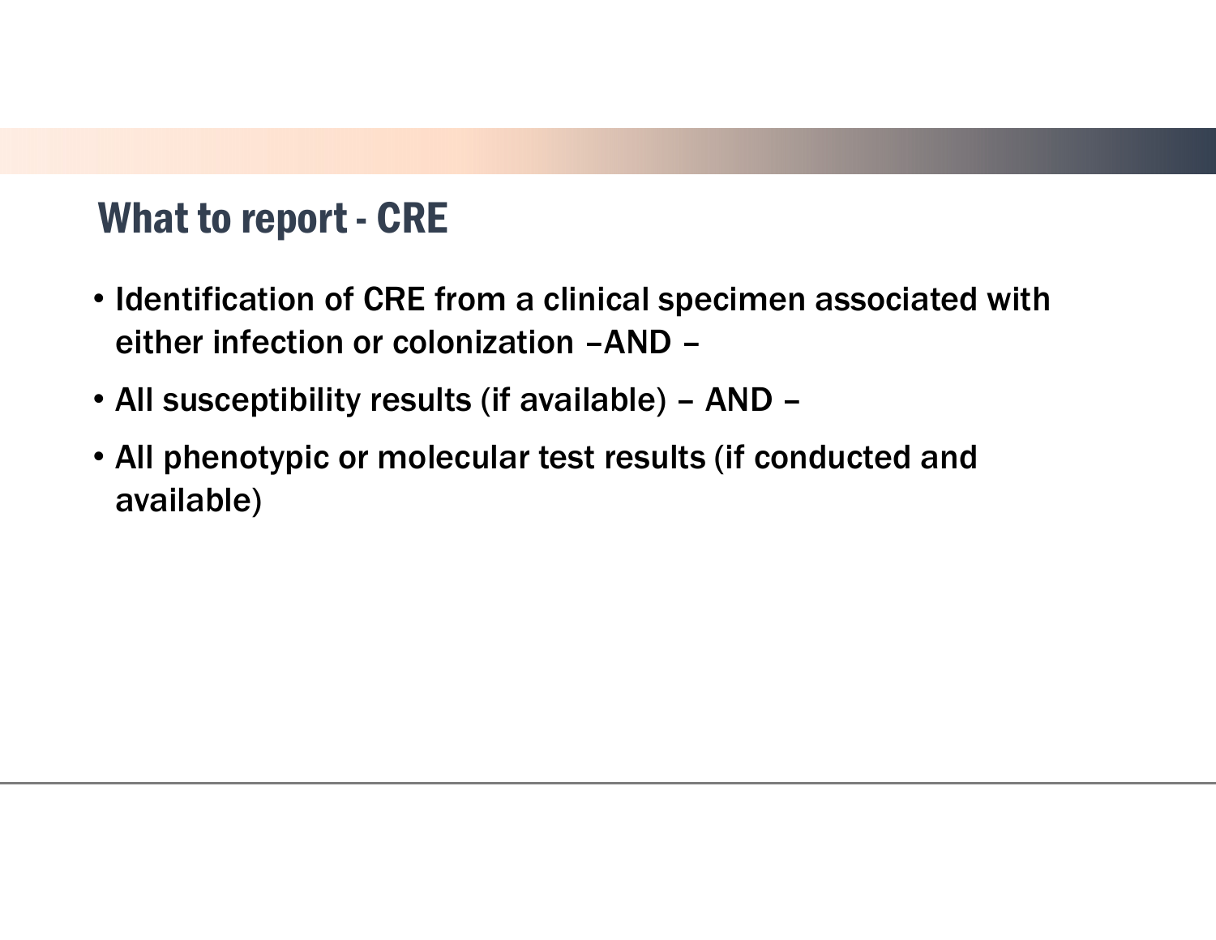# What to report - CRE

- Identification of CRE from a clinical specimen associated with either infection or colonization –AND –
- All susceptibility results (if available) – AND –
- All phenotypic or molecular test results (if conducted and available)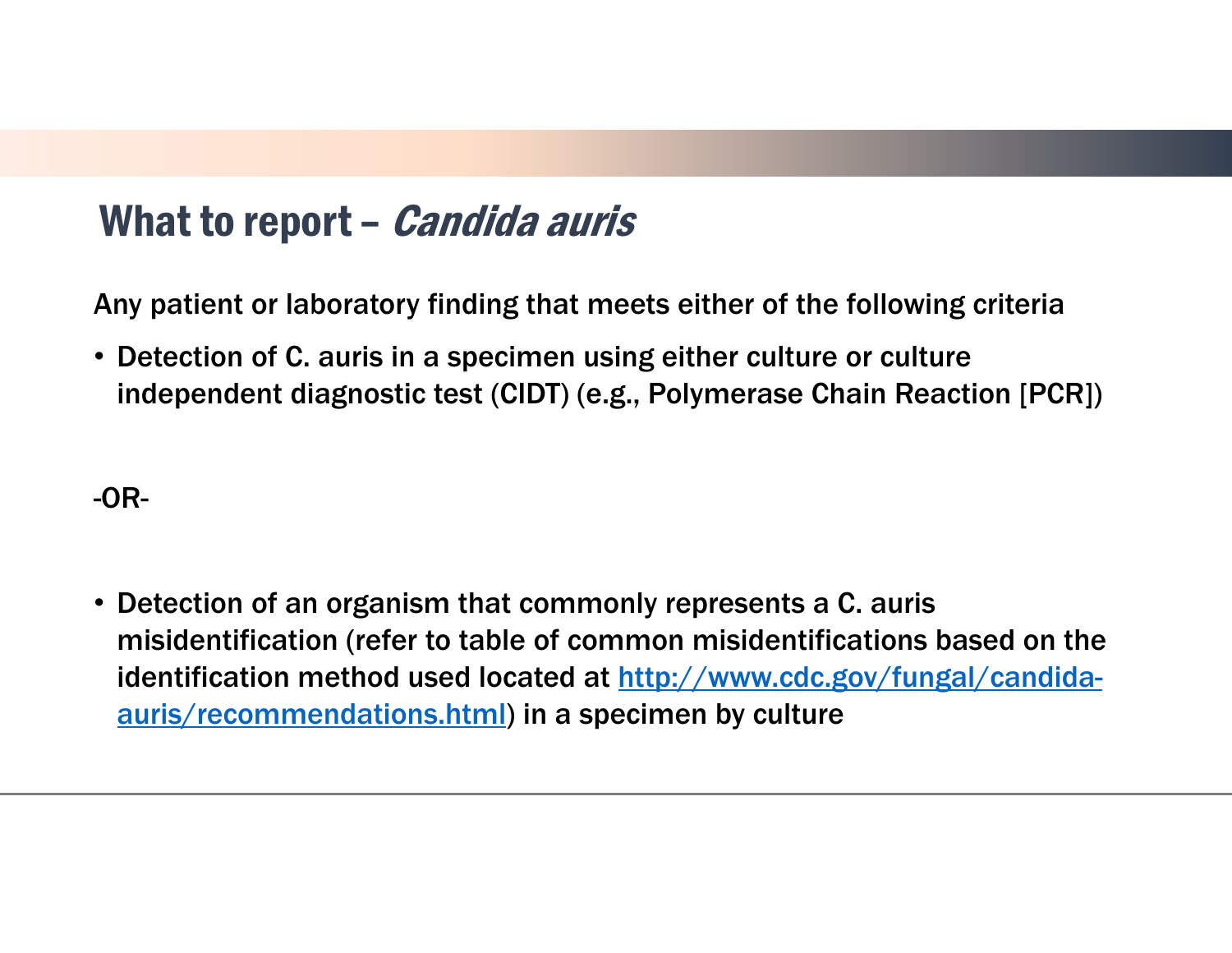# What to report – *Candida auris*

Any patient or laboratory finding that meets either of the following criteria

- Detection of C. auris in a specimen using either culture or culture independent diagnostic test (CIDT) (e.g., Polymerase Chain Reaction [PCR])

-OR-

- Detection of an organism that commonly represents a C. auris misidentification (refer to table of common misidentifications based on the identification method used located at [http://www.cdc.gov/fungal/candida-auris/recommendations.html](http://www.cdc.gov/fungal/candida-auris/recommendations.html)) in a specimen by culture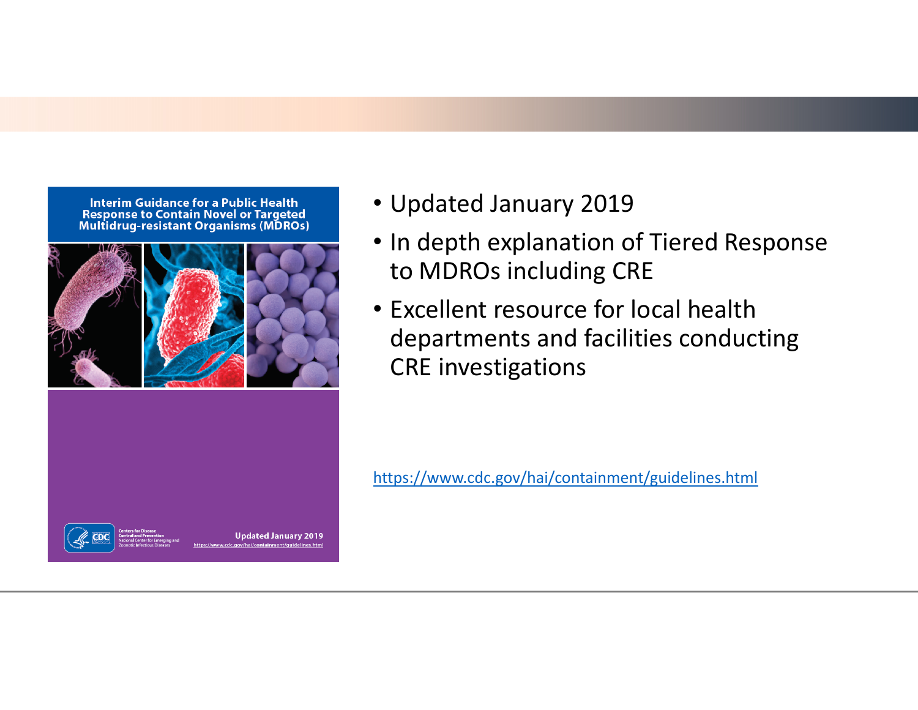Interim Guidance for a Public Health Response to Contain Novel or Targeted Multidrug-resistant Organisms (MDROs)

Centers for Disease Control and Prevention
National Center for Emerging and Zoonotic Infectious Diseases

Updated January 2019
https://www.cdc.gov/hai/containment/guidelines.html

- Updated January 2019
- In depth explanation of Tiered Response to MDROs including CRE
- Excellent resource for local health departments and facilities conducting CRE investigations

https://www.cdc.gov/hai/containment/guidelines.html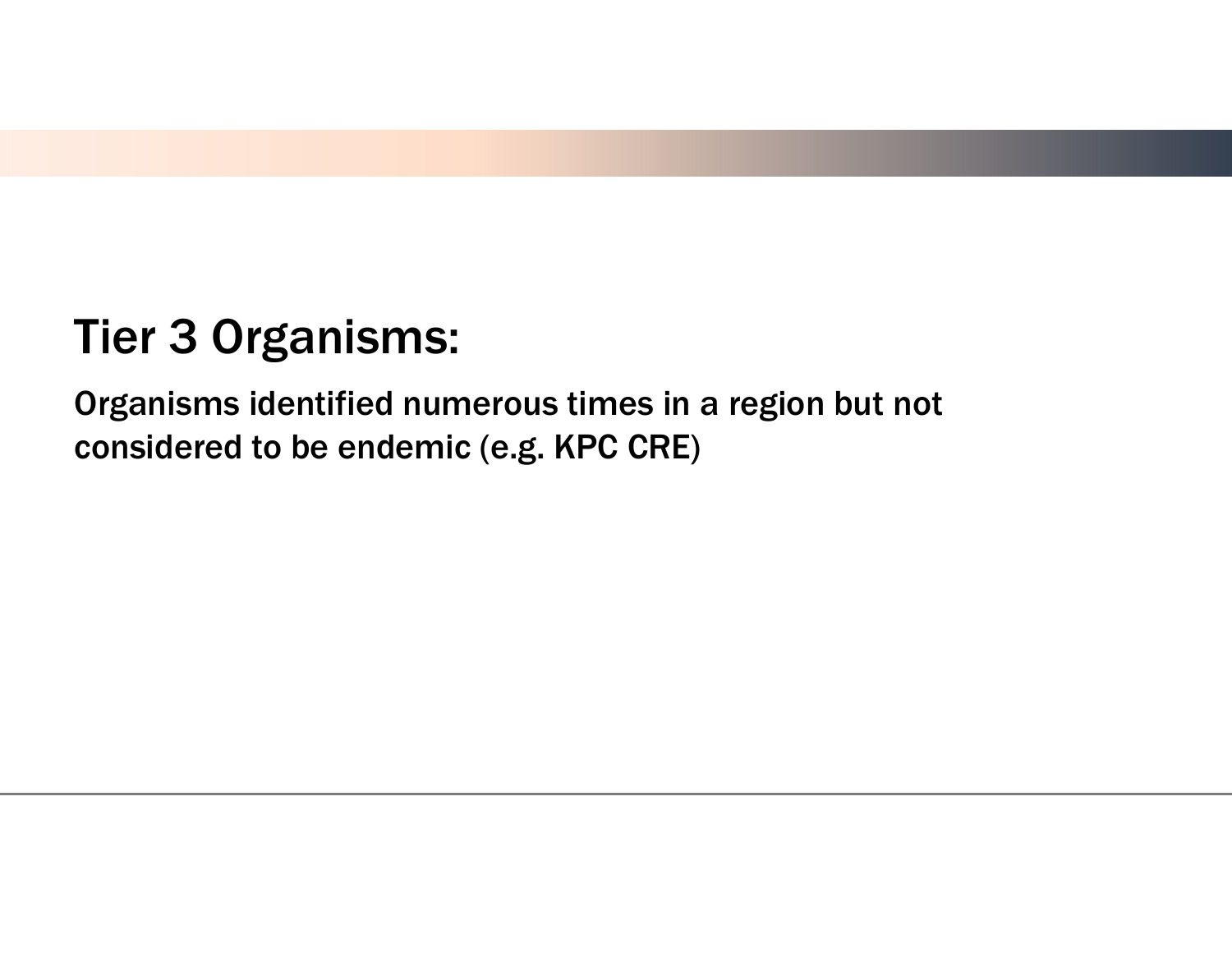# Tier 3 Organisms:

Organisms identified numerous times in a region but not considered to be endemic (e.g. KPC CRE)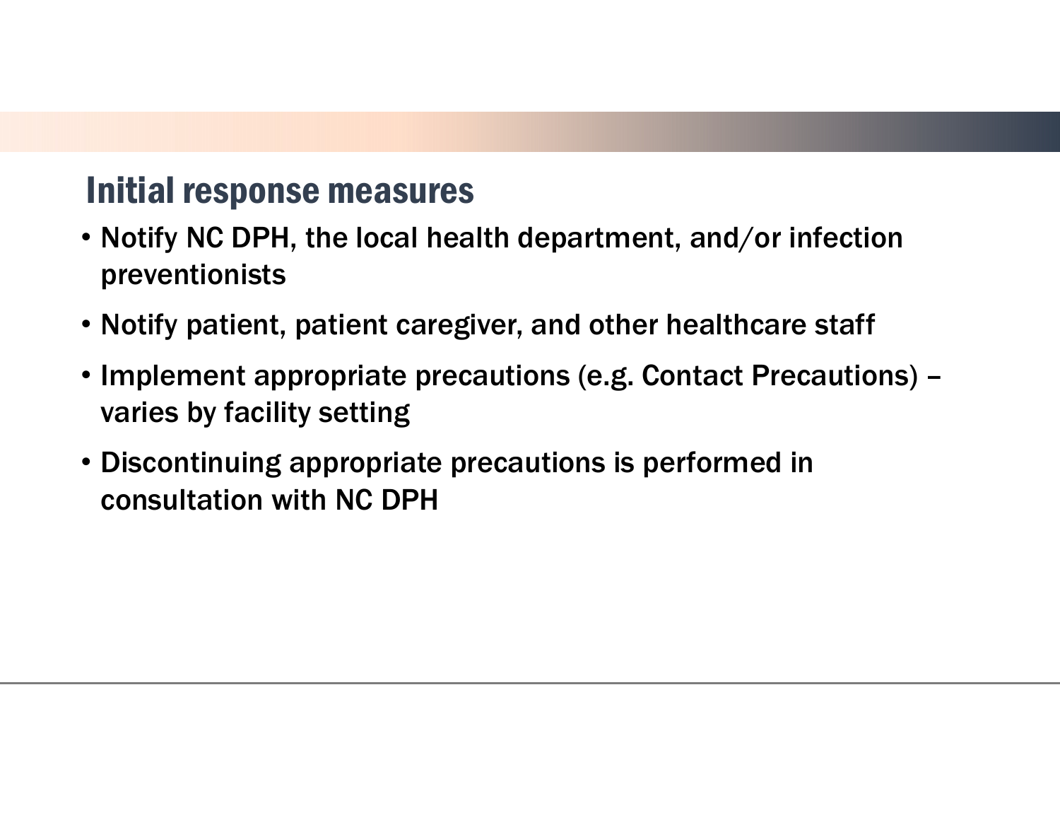## Initial response measures

- Notify NC DPH, the local health department, and/or infection preventionists
- Notify patient, patient caregiver, and other healthcare staff
- Implement appropriate precautions (e.g. Contact Precautions) – varies by facility setting
- Discontinuing appropriate precautions is performed in consultation with NC DPH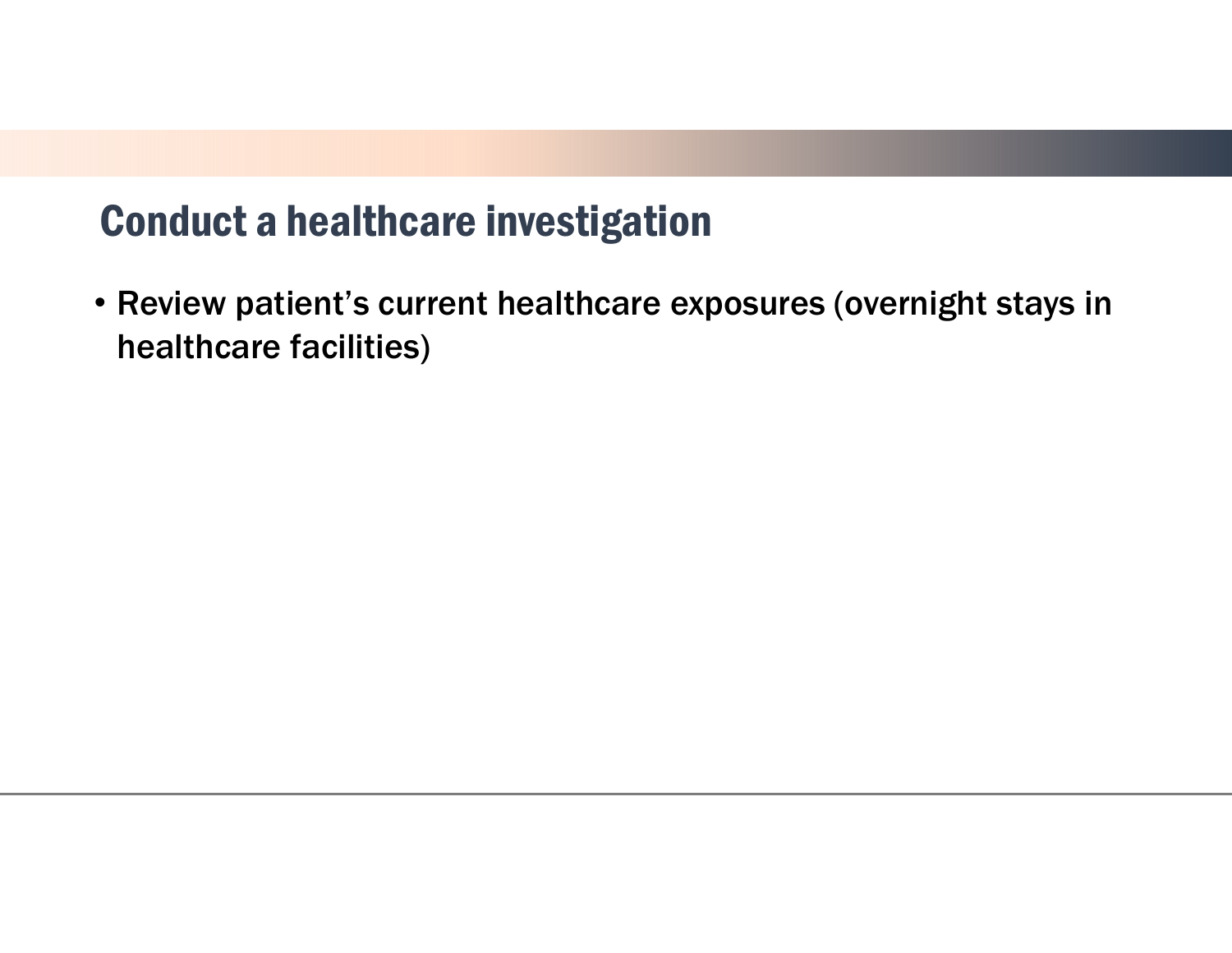# Conduct a healthcare investigation

- Review patient’s current healthcare exposures (overnight stays in healthcare facilities)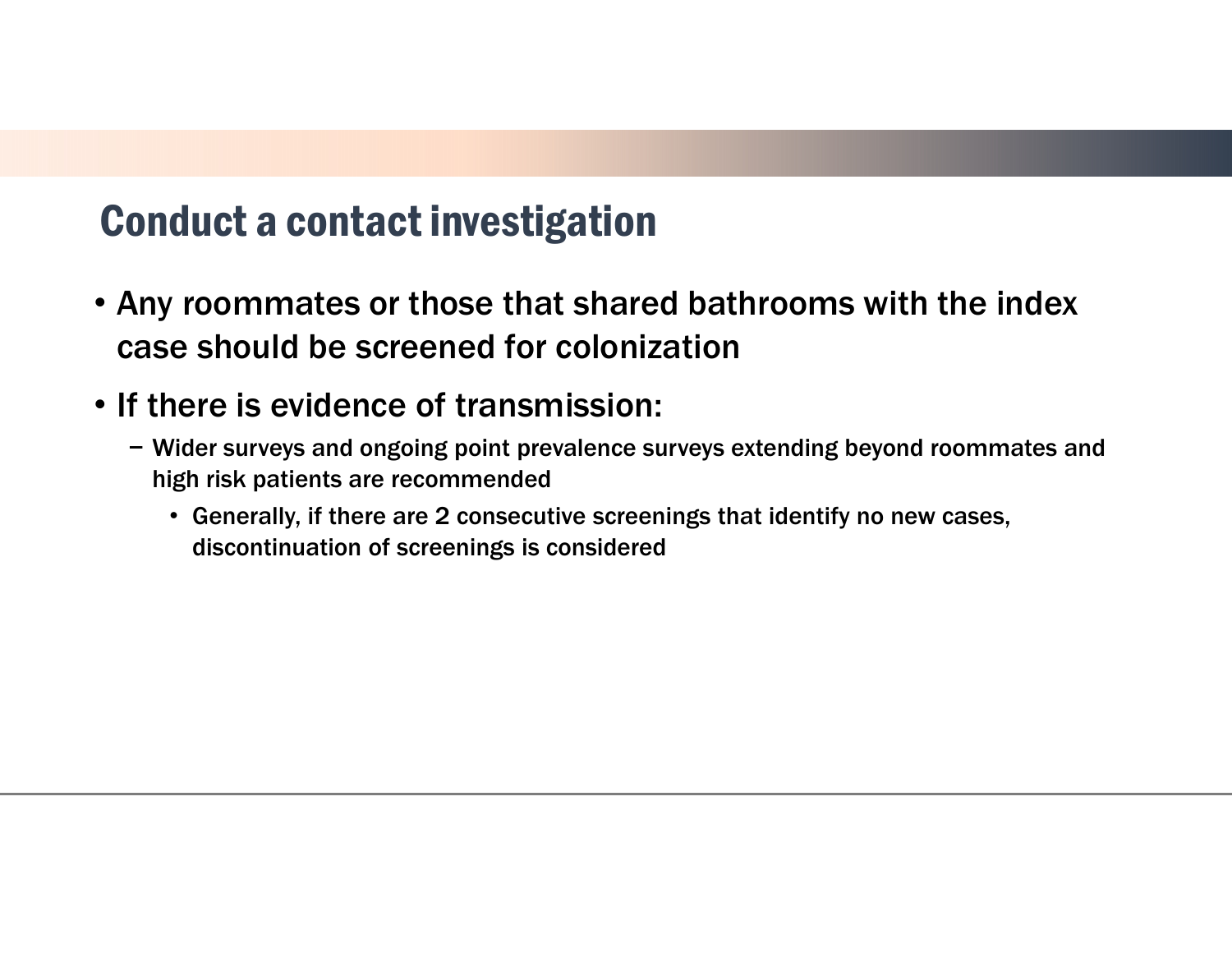# Conduct a contact investigation

- Any roommates or those that shared bathrooms with the index case should be screened for colonization
- If there is evidence of transmission:
  - Wider surveys and ongoing point prevalence surveys extending beyond roommates and high risk patients are recommended
    - Generally, if there are 2 consecutive screenings that identify no new cases, discontinuation of screenings is considered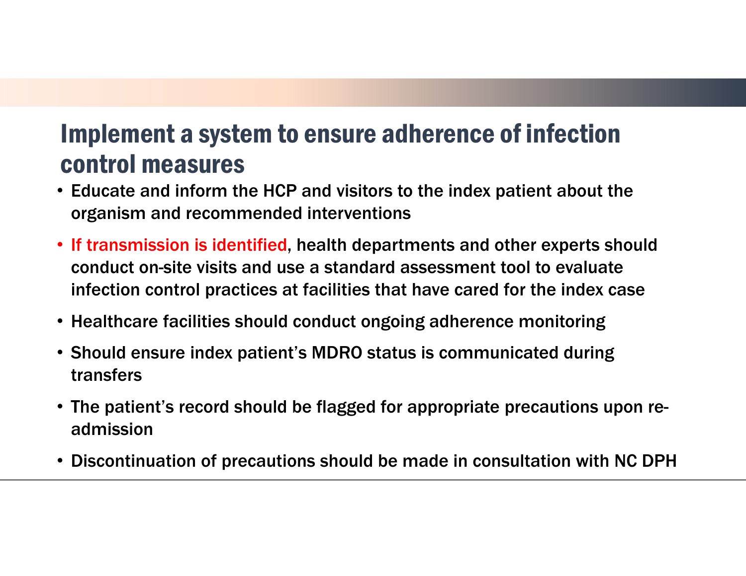# Implement a system to ensure adherence of infection control measures

- Educate and inform the HCP and visitors to the index patient about the organism and recommended interventions
- If transmission is identified, health departments and other experts should conduct on-site visits and use a standard assessment tool to evaluate infection control practices at facilities that have cared for the index case
- Healthcare facilities should conduct ongoing adherence monitoring
- Should ensure index patient's MDRO status is communicated during transfers
- The patient's record should be flagged for appropriate precautions upon re-admission
- Discontinuation of precautions should be made in consultation with NC DPH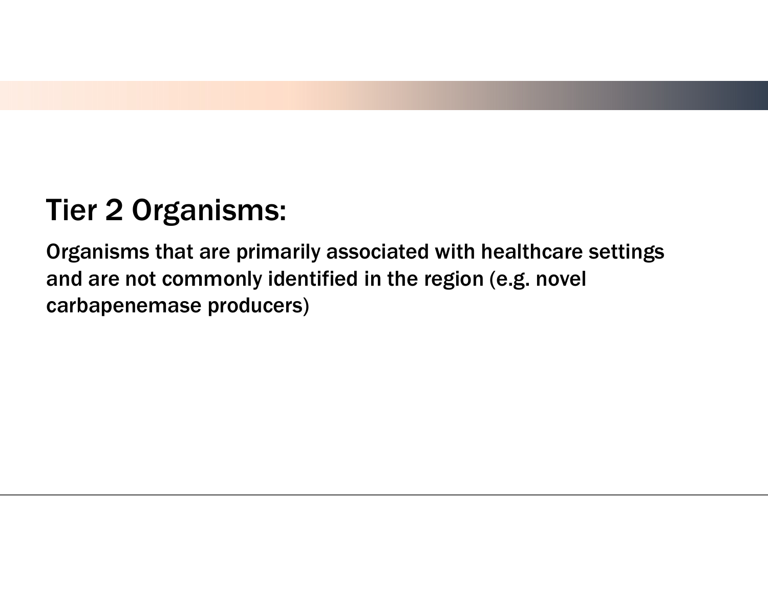# Tier 2 Organisms:

**Organisms that are primarily associated with healthcare settings and are not commonly identified in the region (e.g. novel carbapenemase producers)**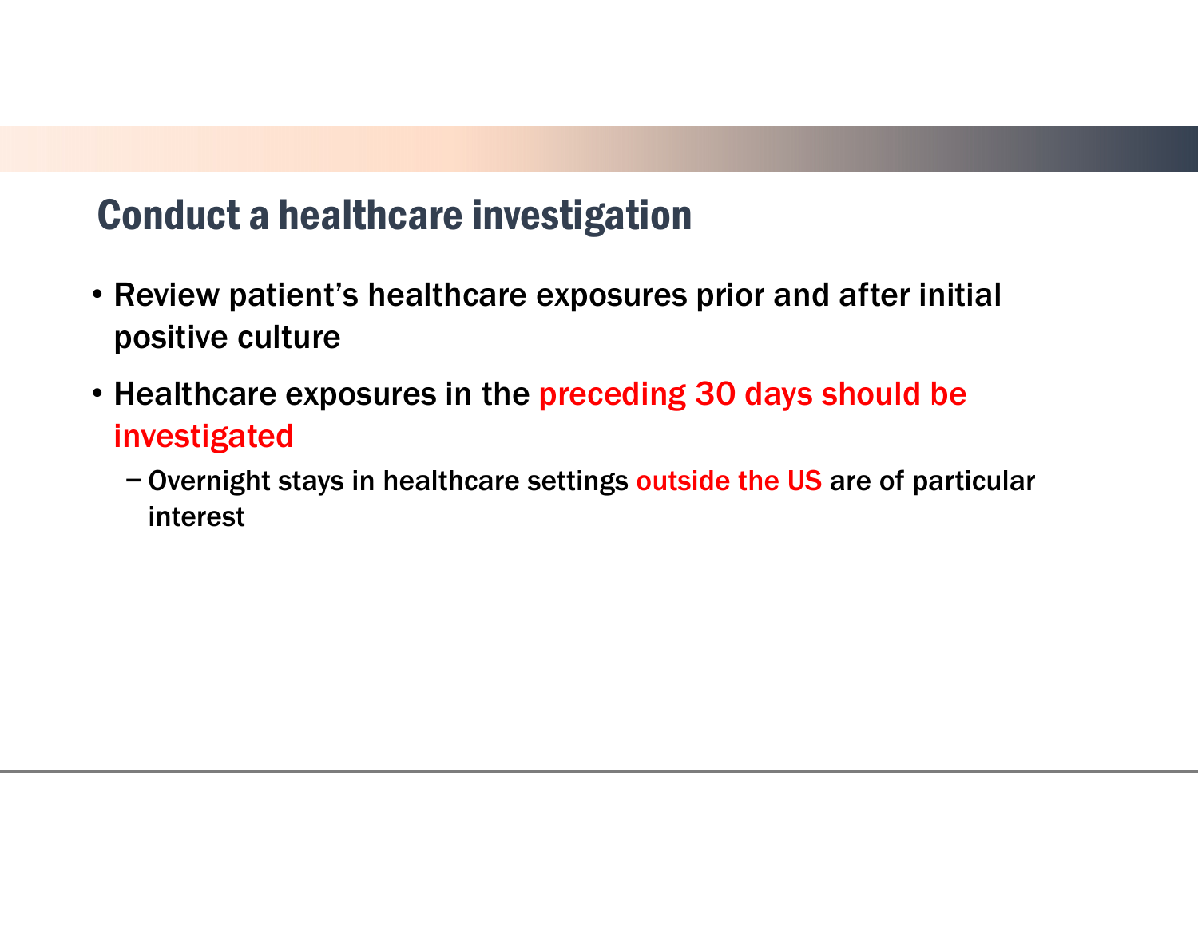# Conduct a healthcare investigation

- Review patient's healthcare exposures prior and after initial positive culture
- Healthcare exposures in the preceding 30 days should be investigated
  - Overnight stays in healthcare settings outside the US are of particular interest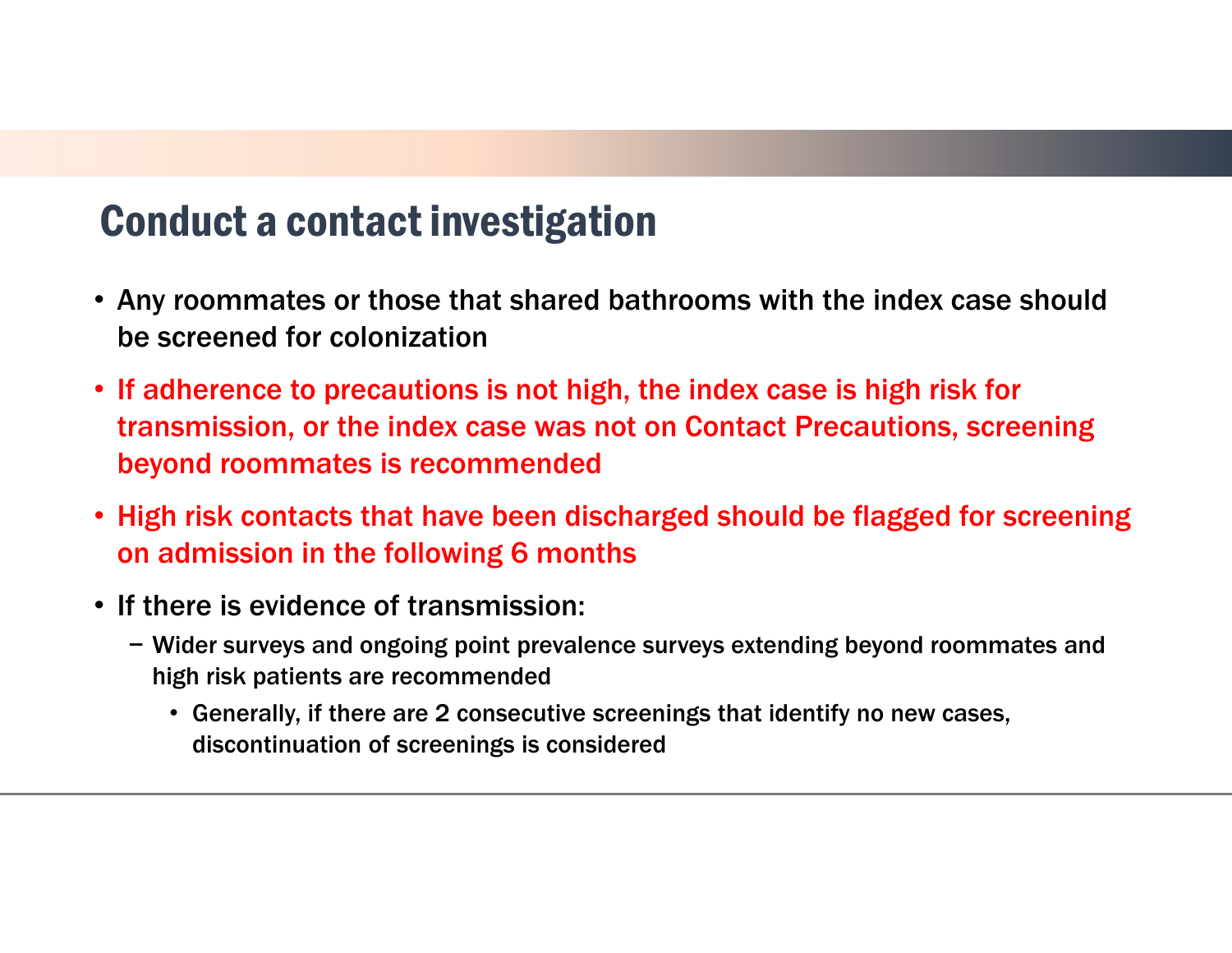# Conduct a contact investigation

- Any roommates or those that shared bathrooms with the index case should be screened for colonization
- If adherence to precautions is not high, the index case is high risk for transmission, or the index case was not on Contact Precautions, screening beyond roommates is recommended
- High risk contacts that have been discharged should be flagged for screening on admission in the following 6 months
- If there is evidence of transmission:
  - Wider surveys and ongoing point prevalence surveys extending beyond roommates and high risk patients are recommended
    - Generally, if there are 2 consecutive screenings that identify no new cases, discontinuation of screenings is considered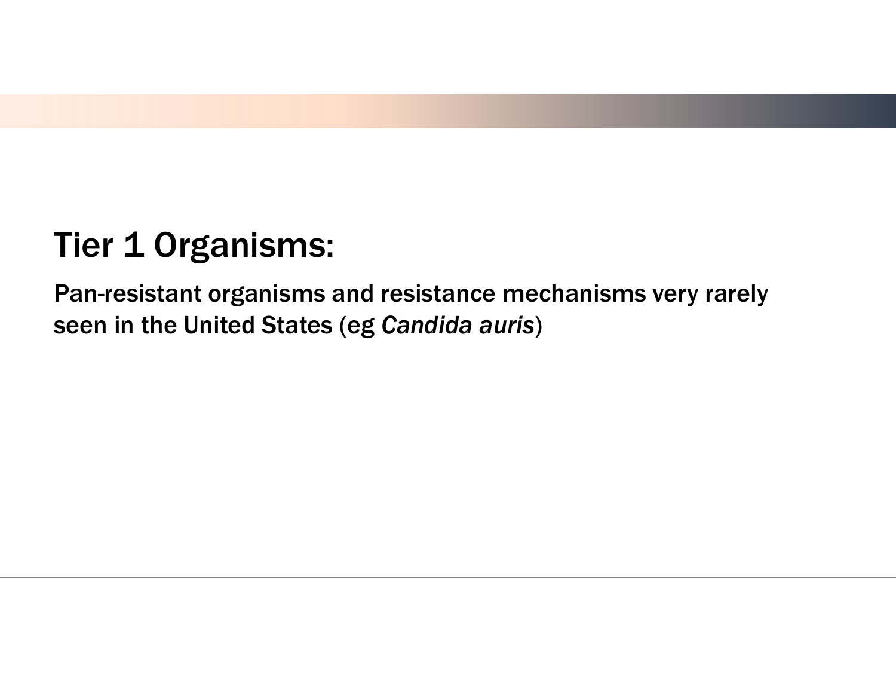# Tier 1 Organisms:

Pan-resistant organisms and resistance mechanisms very rarely seen in the United States (eg *Candida auris*)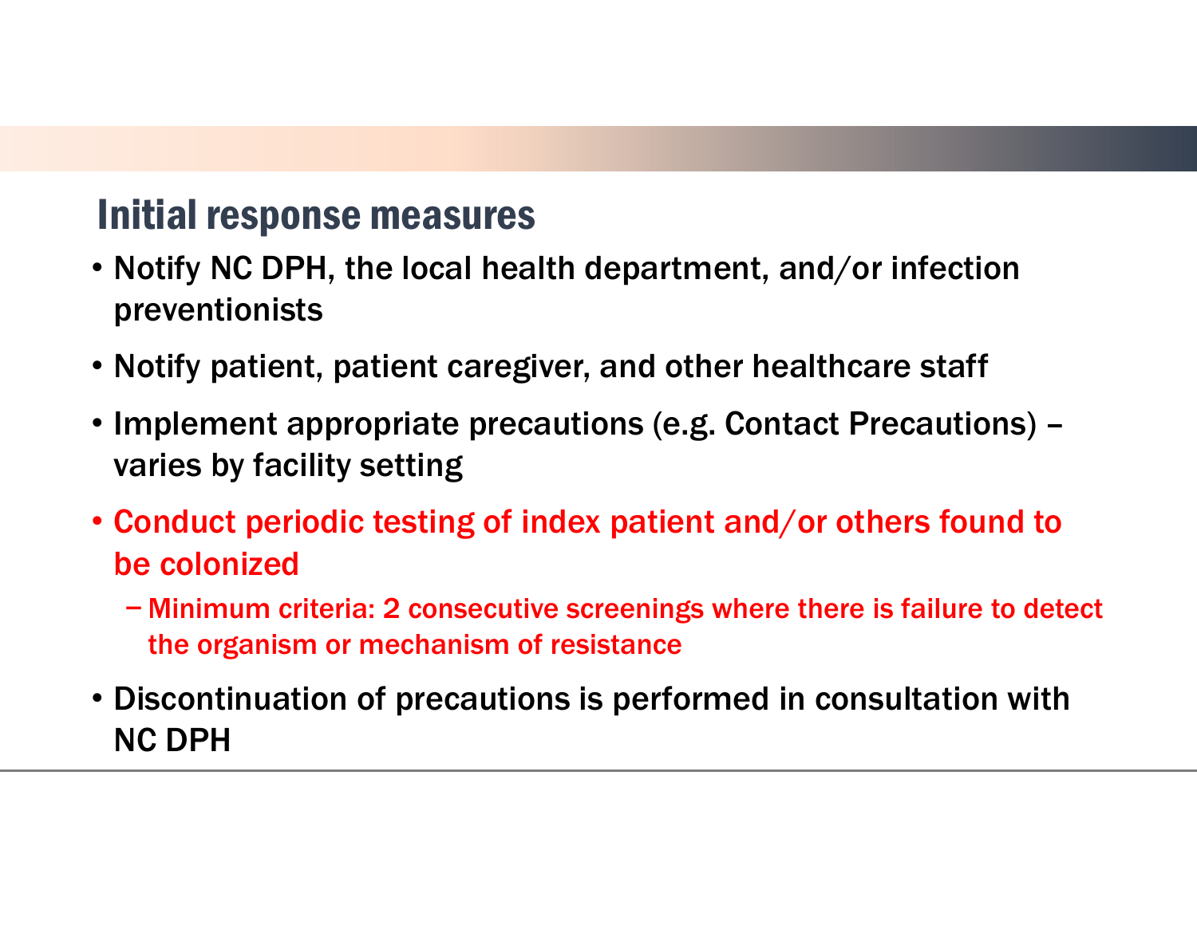## Initial response measures

- Notify NC DPH, the local health department, and/or infection preventionists
- Notify patient, patient caregiver, and other healthcare staff
- Implement appropriate precautions (e.g. Contact Precautions) – varies by facility setting
- Conduct periodic testing of index patient and/or others found to be colonized
  - Minimum criteria: 2 consecutive screenings where there is failure to detect the organism or mechanism of resistance
- Discontinuation of precautions is performed in consultation with NC DPH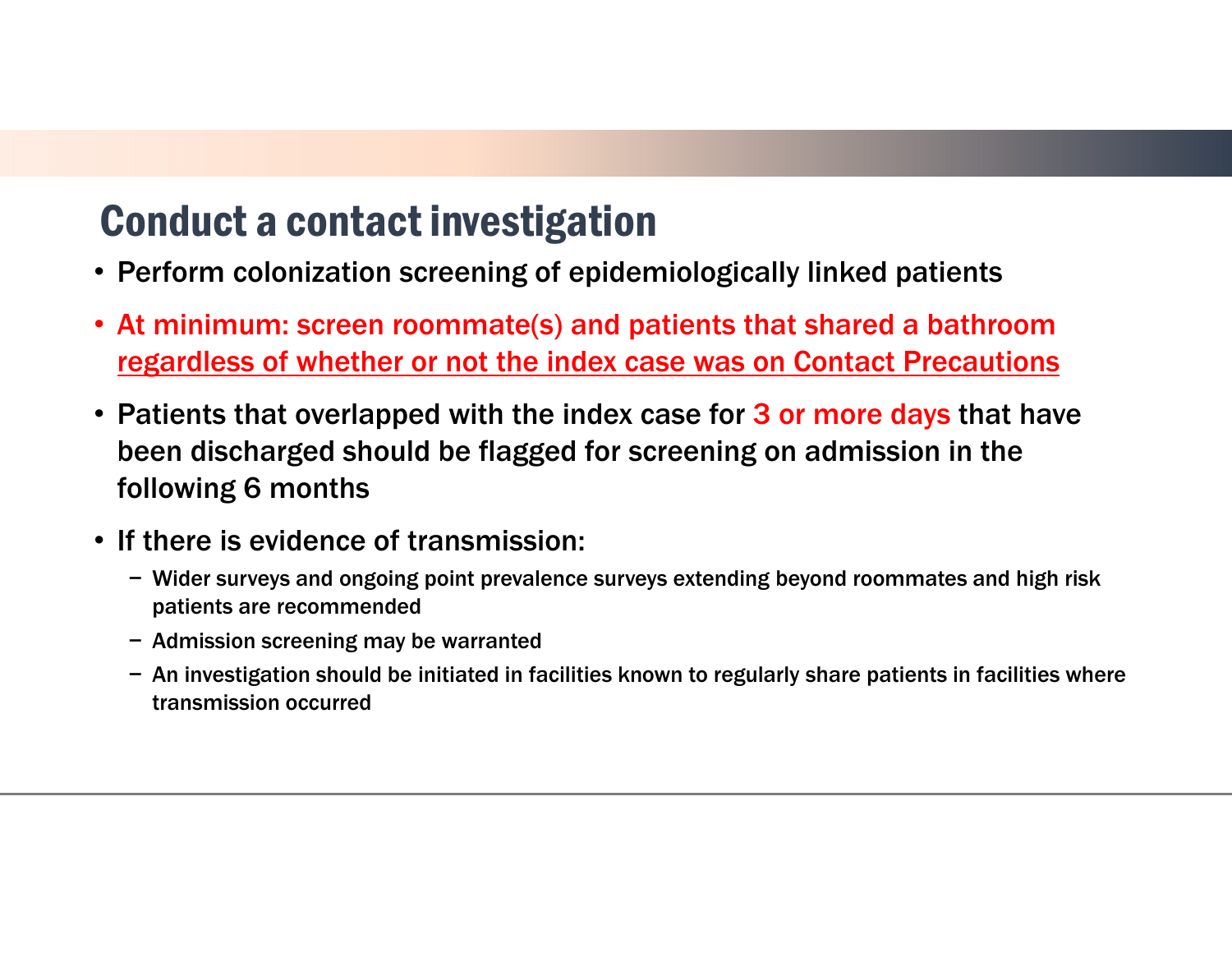# Conduct a contact investigation

- Perform colonization screening of epidemiologically linked patients
- At minimum: screen roommate(s) and patients that shared a bathroom <u>regardless of whether or not the index case was on Contact Precautions</u>
- Patients that overlapped with the index case for 3 or more days that have been discharged should be flagged for screening on admission in the following 6 months
- If there is evidence of transmission:
  - Wider surveys and ongoing point prevalence surveys extending beyond roommates and high risk patients are recommended
  - Admission screening may be warranted
  - An investigation should be initiated in facilities known to regularly share patients in facilities where transmission occurred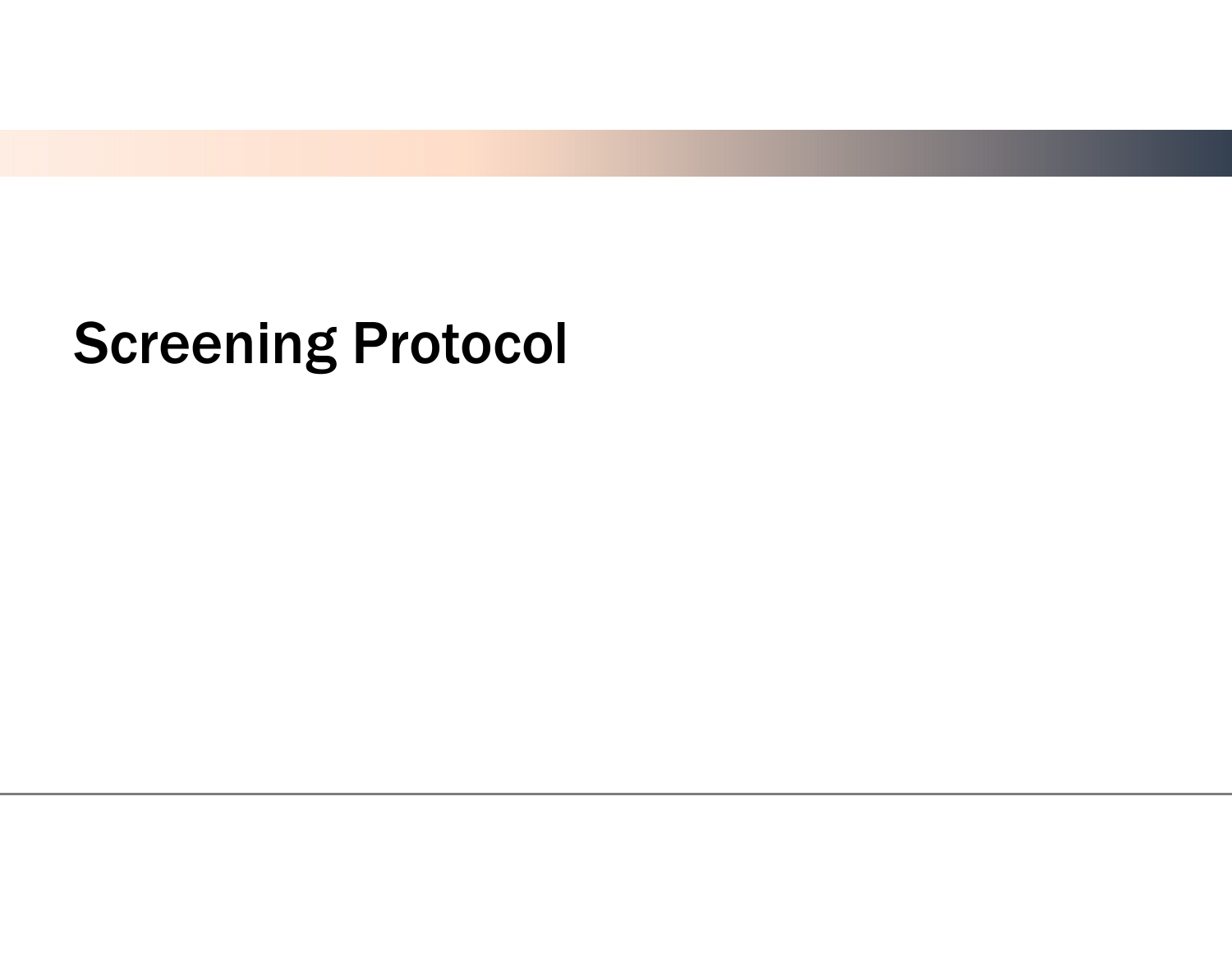# Screening Protocol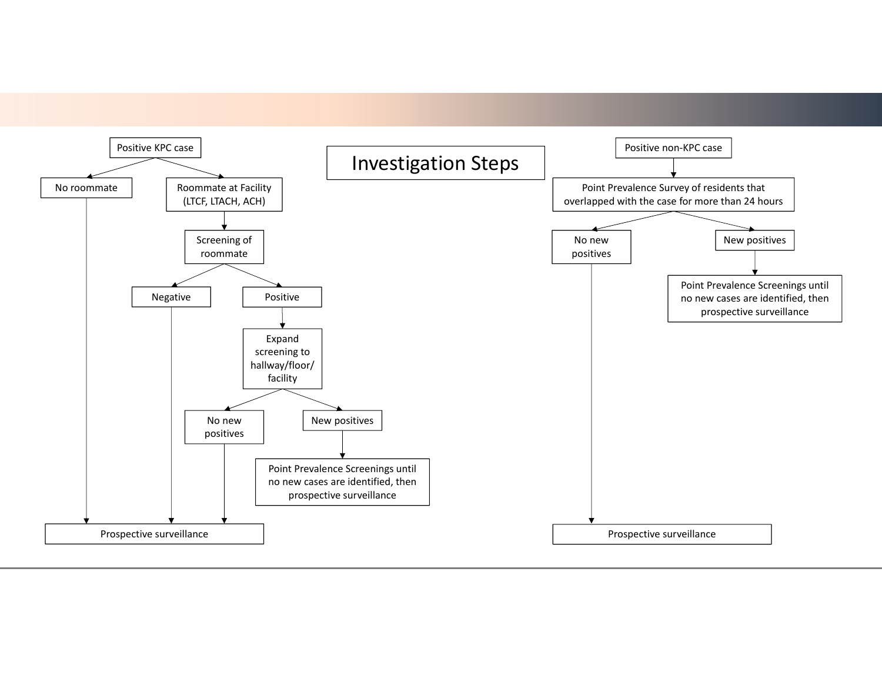# Investigation Steps

**Positive KPC case**

- No roommate
  - Prospective surveillance
- Roommate at Facility (LTCF, LTACH, ACH)
  - Screening of roommate
    - Negative
      - Prospective surveillance
    - Positive
      - Expand screening to hallway/floor/facility
        - No new positives
          - Prospective surveillance
        - New positives
          - Point Prevalence Screenings until no new cases are identified, then prospective surveillance

**Positive non-KPC case**

- Point Prevalence Survey of residents that overlapped with the case for more than 24 hours
  - No new positives
    - Prospective surveillance
  - New positives
    - Point Prevalence Screenings until no new cases are identified, then prospective surveillance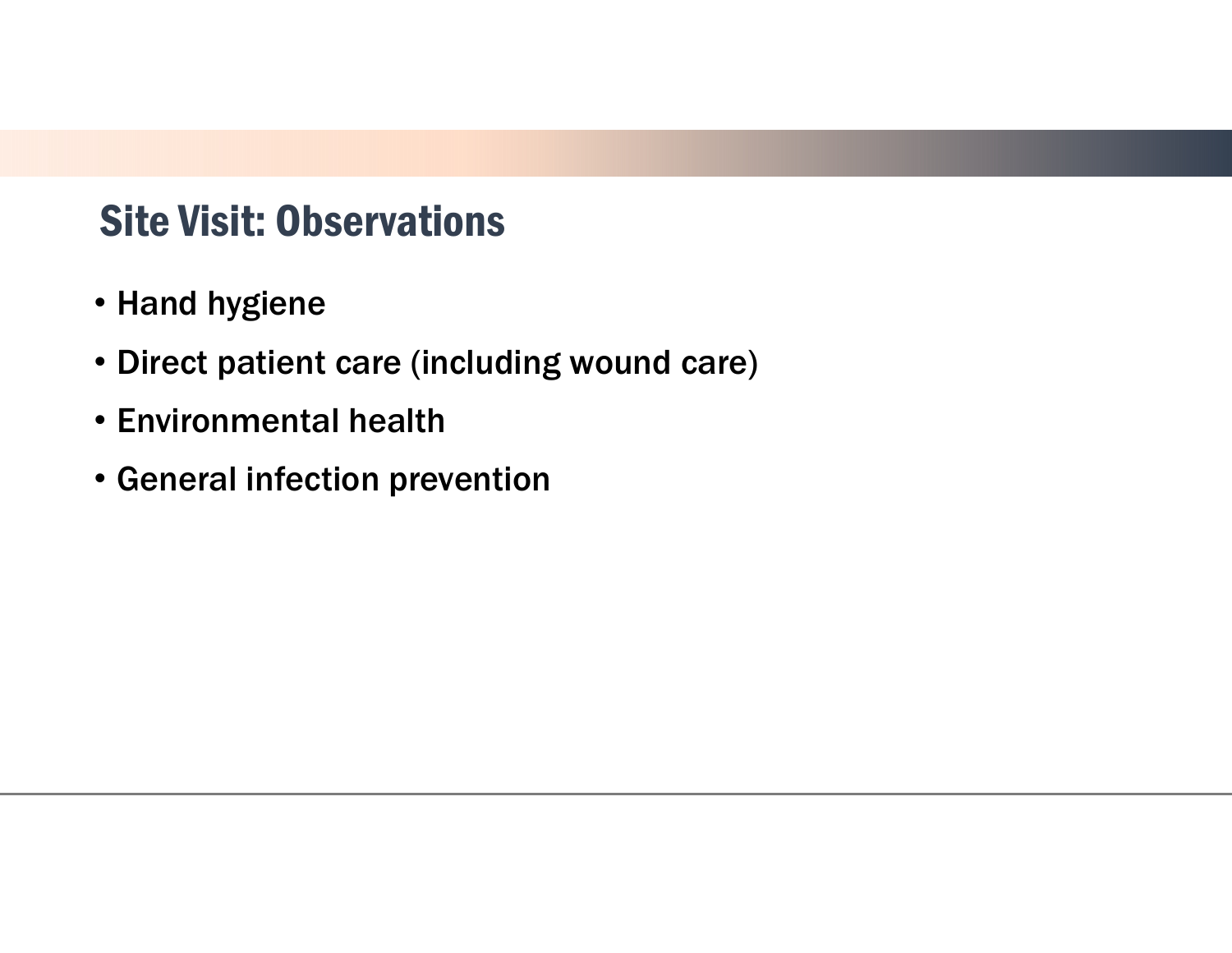# Site Visit: Observations

- Hand hygiene
- Direct patient care (including wound care)
- Environmental health
- General infection prevention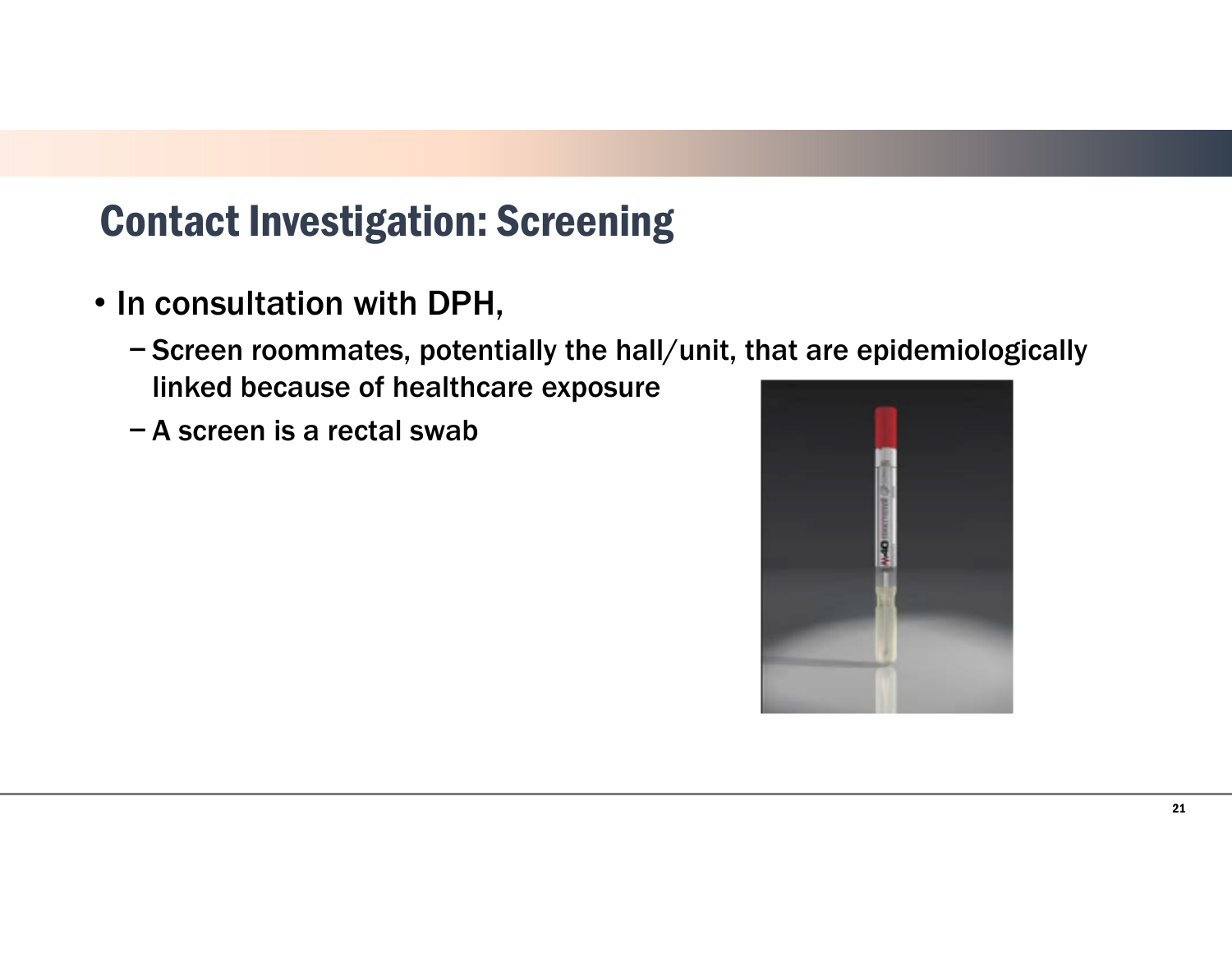# Contact Investigation: Screening

- In consultation with DPH,
  - Screen roommates, potentially the hall/unit, that are epidemiologically linked because of healthcare exposure
  - A screen is a rectal swab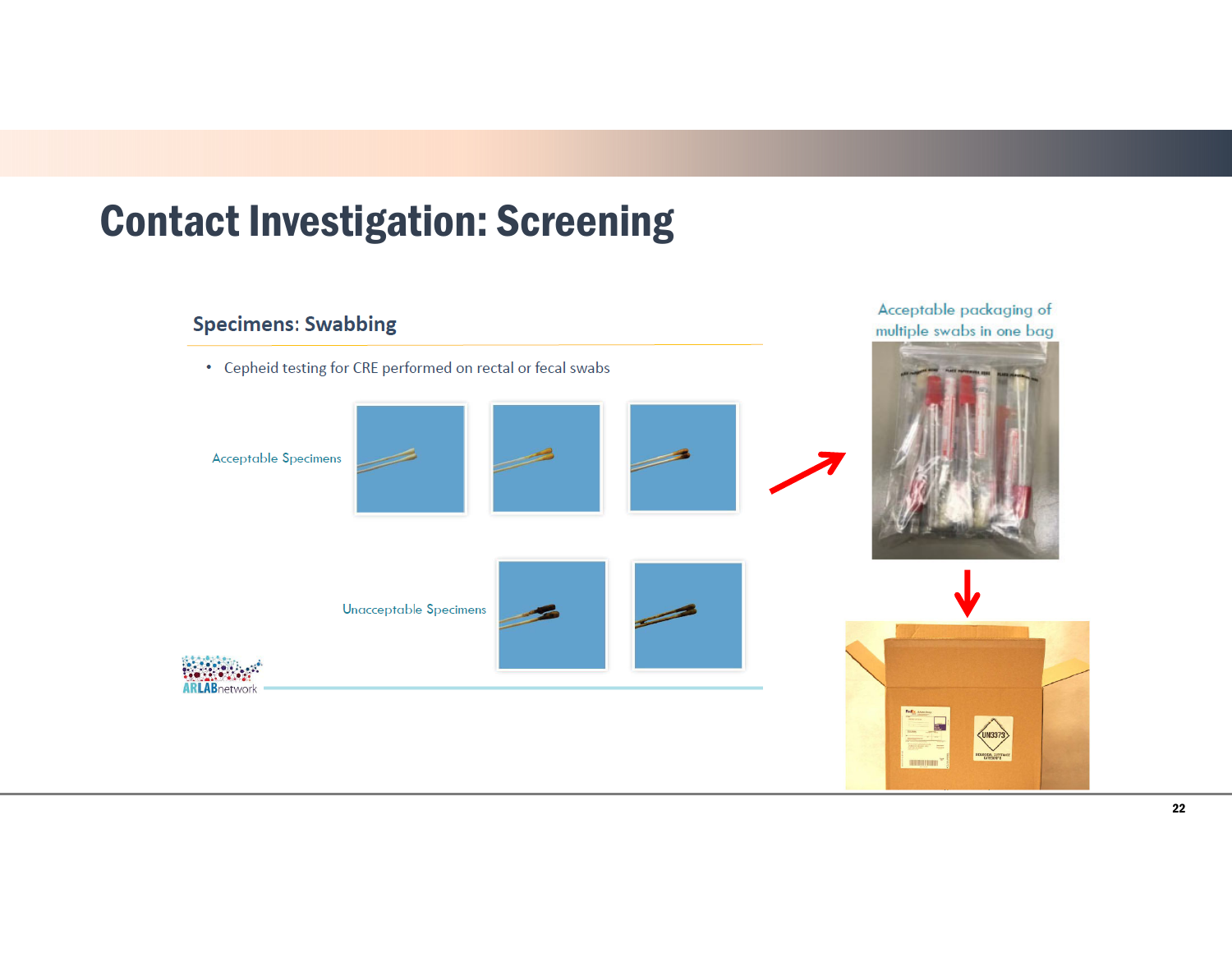# Contact Investigation: Screening

## Specimens: Swabbing

- Cepheid testing for CRE performed on rectal or fecal swabs

Acceptable Specimens

Unacceptable Specimens

Acceptable packaging of multiple swabs in one bag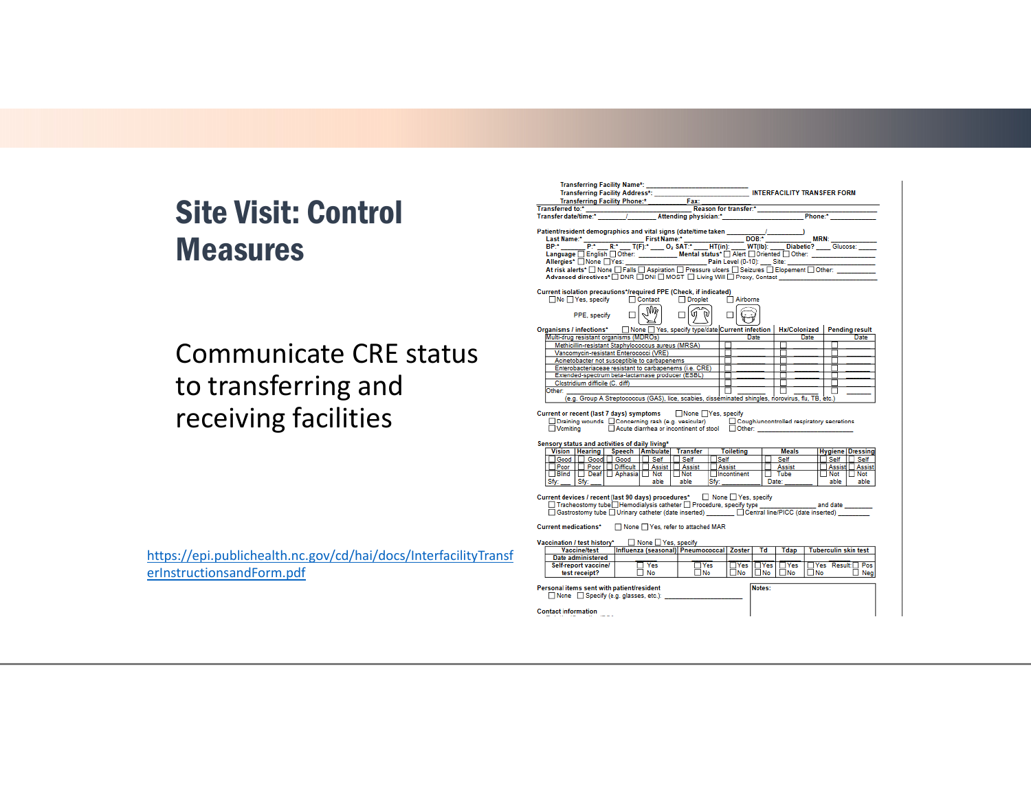# Site Visit: Control Measures

Communicate CRE status to transferring and receiving facilities

https://epi.publichealth.nc.gov/cd/hai/docs/InterfacilityTransferInstructionsandForm.pdf

Transferring Facility Name*: ______________________

Transferring Facility Address*: ______________________ **INTERFACILITY TRANSFER FORM**

Transferring Facility Phone:* __________ Fax: __________

Transferred to:* ______________________ Reason for transfer:* ______________________

Transfer date/time:* _______/_______ Attending physician:* ______________________ Phone:* __________

**Patient/resident demographics and vital signs (date/time taken __________/__________)**

Last Name:* __________ First Name:* __________ DOB:* __________ MRN: __________

BP:* ____ P:* ____ R:* ____ T(F):* ____ $O_2$ SAT:* ____ HT(in): ____ WT(lb): ____ Diabetic? ____ Glucose: ____

Language ☐ English ☐ Other: __________ Mental status* ☐ Alert ☐ Oriented ☐ Other: __________

Allergies* ☐ None ☐ Yes: __________ Pain Level (0-10): ____ Site: __________

At risk alerts* ☐ None ☐ Falls ☐ Aspiration ☐ Pressure ulcers ☐ Seizures ☐ Elopement ☐ Other: __________

Advanced directives* ☐ DNR ☐ DNI ☐ MOST ☐ Living Will ☐ Proxy, Contact __________

**Current isolation precautions*/required PPE (Check, if indicated)**

☐ No ☐ Yes, specify ☐ Contact ☐ Droplet ☐ Airborne

PPE, specify ☐ ☐ ☐

**Organisms / infections*** ☐ None ☐ Yes, specify type/date

| Organisms / infections | Current infection Date | Hx/Colonized Date | Pending result Date |
|---|---|---|---|
| Multi-drug resistant organisms (MDROs) | | | |
| Methicillin-resistant Staphylococcus aureus (MRSA) | ☐ | ☐ | ☐ |
| Vancomycin-resistant Enterococci (VRE) | ☐ | ☐ | ☐ |
| Acinetobacter not susceptible to carbapenems | ☐ | ☐ | ☐ |
| Enterobacteriaceae resistant to carbapenems (i.e. CRE) | ☐ | ☐ | ☐ |
| Extended-spectrum beta-lactamase producer (ESBL) | ☐ | ☐ | ☐ |
| Clostridium difficile (C. diff) | ☐ | ☐ | ☐ |
| Other: | ☐ | ☐ | ☐ |
| (e.g. Group A Streptococcus (GAS), lice, scabies, disseminated shingles, norovirus, flu, TB, etc.) | | | |

**Current or recent (last 7 days) symptoms** ☐ None ☐ Yes, specify

☐ Draining wounds ☐ Concerning rash (e.g. vesicular) ☐ Cough/uncontrolled respiratory secretions

☐ Vomiting ☐ Acute diarrhea or incontinent of stool ☐ Other: __________

**Sensory status and activities of daily living***

| Vision | Hearing | Speech | Ambulate | Transfer | Toileting | Meals | Hygiene | Dressing |
|---|---|---|---|---|---|---|---|---|
| ☐ Good | ☐ Good | ☐ Good | ☐ Self | ☐ Self | ☐ Self | ☐ Self | ☐ Self | ☐ Self |
| ☐ Poor | ☐ Poor | ☐ Difficult | ☐ Assist | ☐ Assist | ☐ Assist | ☐ Assist | ☐ Assist | ☐ Assist |
| ☐ Blind | ☐ Deaf | ☐ Aphasia | ☐ Not able | ☐ Not able | ☐ Incontinent | ☐ Tube | ☐ Not able | ☐ Not able |
| Sfy: ____ | Sfy: ____ | | | | Sfy: ____ | Date: ____ | | |

**Current devices / recent (last 90 days) procedures*** ☐ None ☐ Yes, specify

☐ Tracheostomy tube ☐ Hemodialysis catheter ☐ Procedure, specify type __________ and date ______

☐ Gastrostomy tube ☐ Urinary catheter (date inserted) ______ ☐ Central line/PICC (date inserted) ______

**Current medications*** ☐ None ☐ Yes, refer to attached MAR

**Vaccination / test history*** ☐ None ☐ Yes, specify

| Vaccine/test | Influenza (seasonal) | Pneumococcal | Zoster | Td | Tdap | Tuberculin skin test |
|---|---|---|---|---|---|---|
| Date administered | | | | | | |
| Self-report vaccine/ test receipt? | ☐ Yes ☐ No | ☐ Yes ☐ No | ☐ Yes ☐ No | ☐ Yes ☐ No | ☐ Yes ☐ No | ☐ Yes ☐ No Result: ☐ Pos ☐ Neg |

**Personal items sent with patient/resident**

☐ None ☐ Specify (e.g. glasses, etc.): __________

**Notes:**

**Contact information**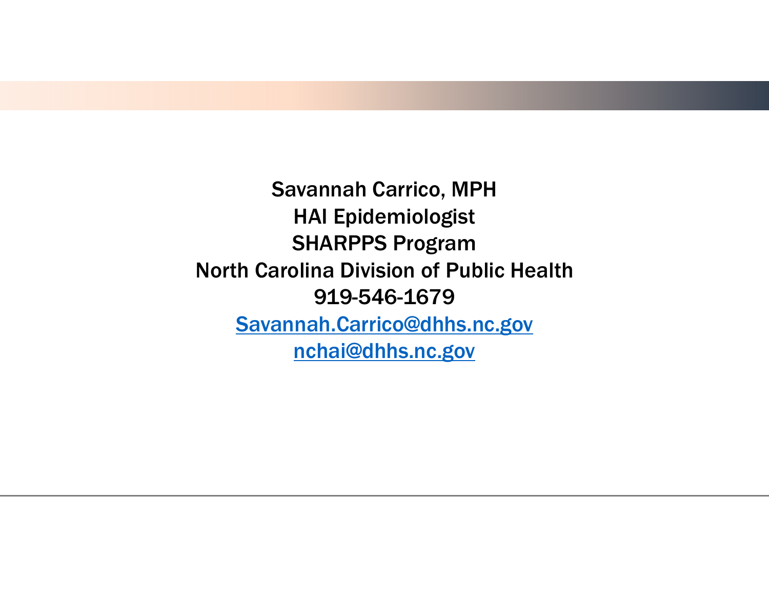Savannah Carrico, MPH

HAI Epidemiologist

SHARPPS Program

North Carolina Division of Public Health

919-546-1679

[Savannah.Carrico@dhhs.nc.gov](mailto:Savannah.Carrico@dhhs.nc.gov)

[nchai@dhhs.nc.gov](mailto:nchai@dhhs.nc.gov)